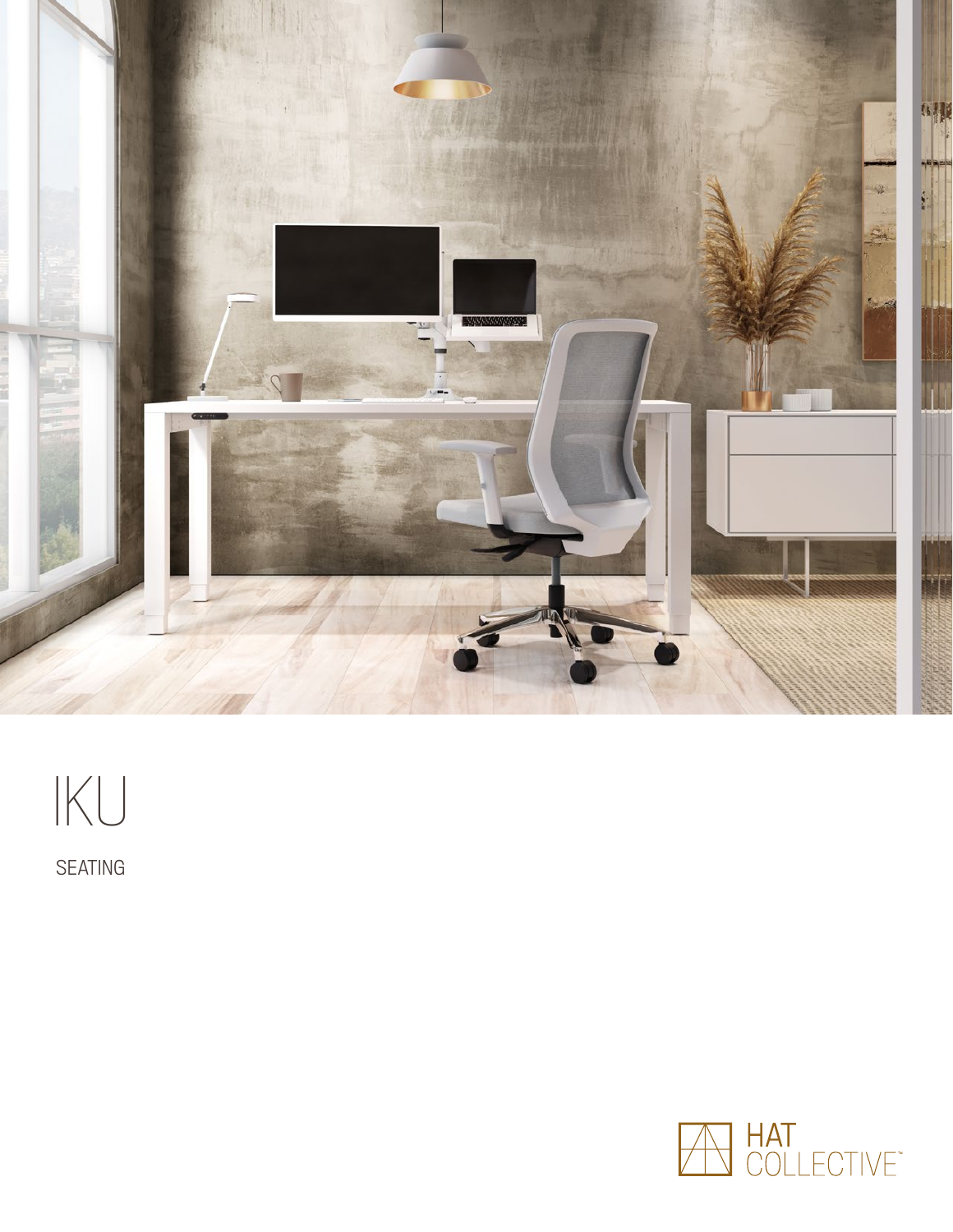# IKU

SEATING

HAT COLLECTIVE™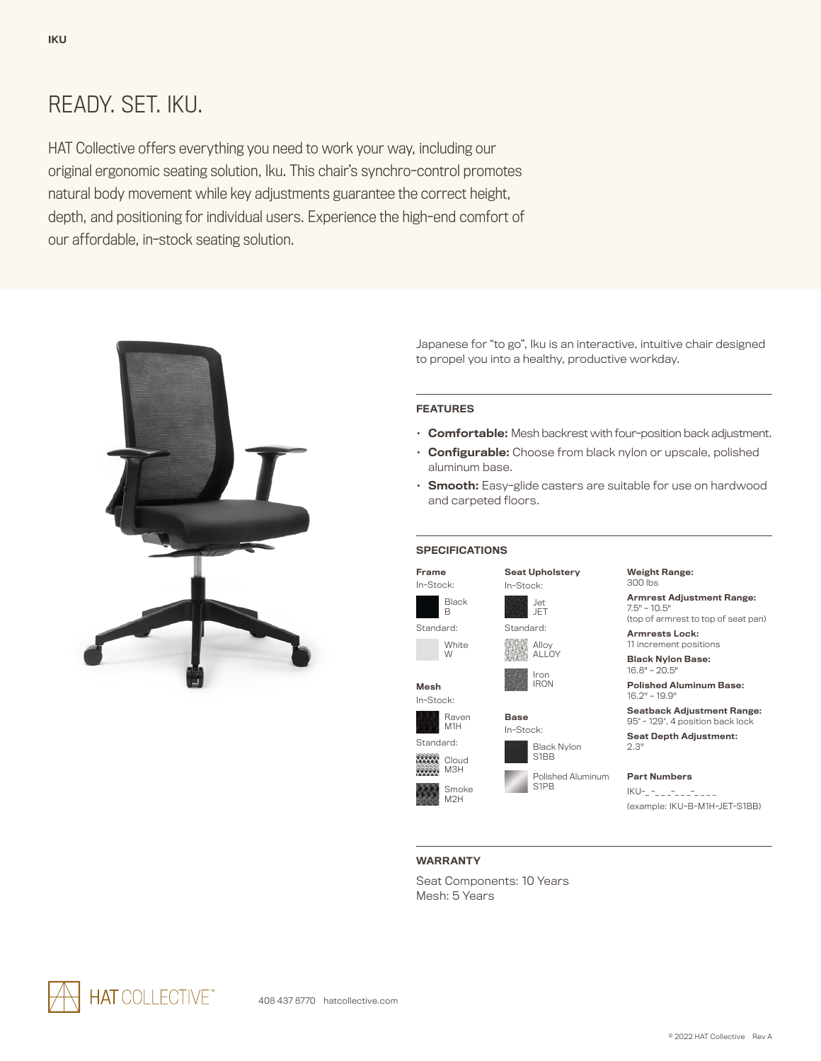# READY. SET. IKU.

HAT Collective offers everything you need to work your way, including our original ergonomic seating solution, Iku. This chair's synchro-control promotes natural body movement while key adjustments guarantee the correct height, depth, and positioning for individual users. Experience the high-end comfort of our affordable, in-stock seating solution.

Japanese for "to go", Iku is an interactive, intuitive chair designed to propel you into a healthy, productive workday.

## FEATURES

- **Comfortable:** Mesh backrest with four-position back adjustment.
- **Configurable:** Choose from black nylon or upscale, polished aluminum base.
- **Smooth:** Easy-glide casters are suitable for use on hardwood and carpeted floors.

## SPECIFICATIONS

**Frame**

In-Stock:

Black
B

Standard:

White
W

**Mesh**

In-Stock:

Raven
M1H

Standard:

Cloud
M3H

Smoke
M2H

**Seat Upholstery**

In-Stock:

Jet
JET

Standard:

Alloy
ALLOY

Iron
IRON

**Base**

In-Stock:

Black Nylon
S1BB

Polished Aluminum
S1PB

**Weight Range:**
300 lbs

**Armrest Adjustment Range:**
7.5" - 10.5"
(top of armrest to top of seat pan)

**Armrests Lock:**
11 increment positions

**Black Nylon Base:**
16.8" - 20.5"

**Polished Aluminum Base:**
16.2" - 19.9"

**Seatback Adjustment Range:**
95° - 129°, 4 position back lock

**Seat Depth Adjustment:**
2.3"

**Part Numbers**

IKU-_-___-___-____

(example: IKU-B-M1H-JET-S1BB)

## WARRANTY

Seat Components: 10 Years
Mesh: 5 Years

HAT COLLECTIVE™ 408 437 8770 hatcollective.com

© 2022 HAT Collective Rev A